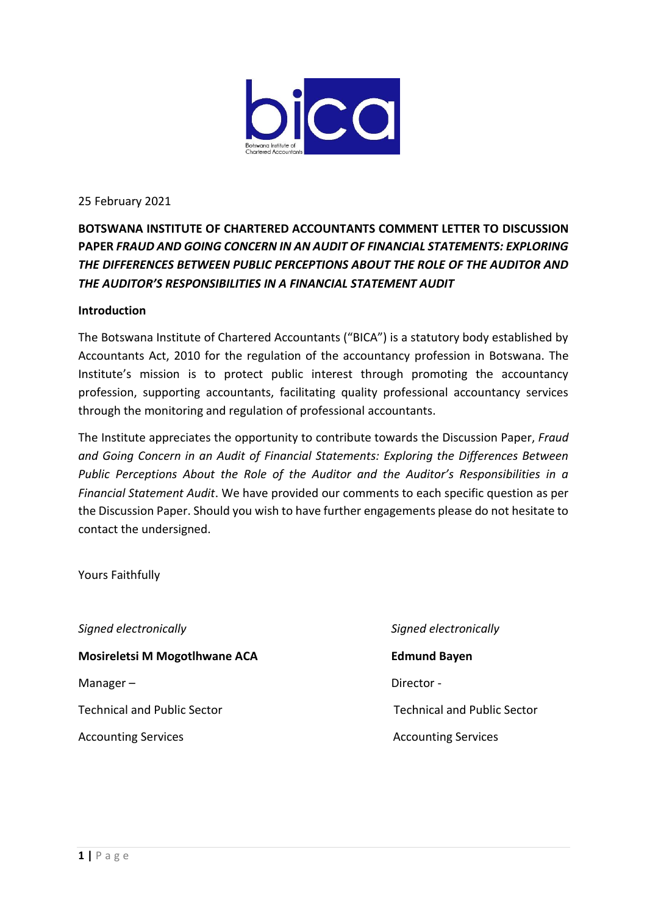25 February 2021

**BOTSWANA INSTITUTE OF CHARTERED ACCOUNTANTS COMMENT LETTER TO DISCUSSION PAPER *FRAUD AND GOING CONCERN IN AN AUDIT OF FINANCIAL STATEMENTS: EXPLORING THE DIFFERENCES BETWEEN PUBLIC PERCEPTIONS ABOUT THE ROLE OF THE AUDITOR AND THE AUDITOR'S RESPONSIBILITIES IN A FINANCIAL STATEMENT AUDIT***

**Introduction**

The Botswana Institute of Chartered Accountants ("BICA") is a statutory body established by Accountants Act, 2010 for the regulation of the accountancy profession in Botswana. The Institute's mission is to protect public interest through promoting the accountancy profession, supporting accountants, facilitating quality professional accountancy services through the monitoring and regulation of professional accountants.

The Institute appreciates the opportunity to contribute towards the Discussion Paper, *Fraud and Going Concern in an Audit of Financial Statements: Exploring the Differences Between Public Perceptions About the Role of the Auditor and the Auditor's Responsibilities in a Financial Statement Audit*. We have provided our comments to each specific question as per the Discussion Paper. Should you wish to have further engagements please do not hesitate to contact the undersigned.

Yours Faithfully

*Signed electronically*

**Mosireletsi M Mogotlhwane ACA**

Manager –

Technical and Public Sector

Accounting Services

*Signed electronically*

**Edmund Bayen**

Director -

Technical and Public Sector

Accounting Services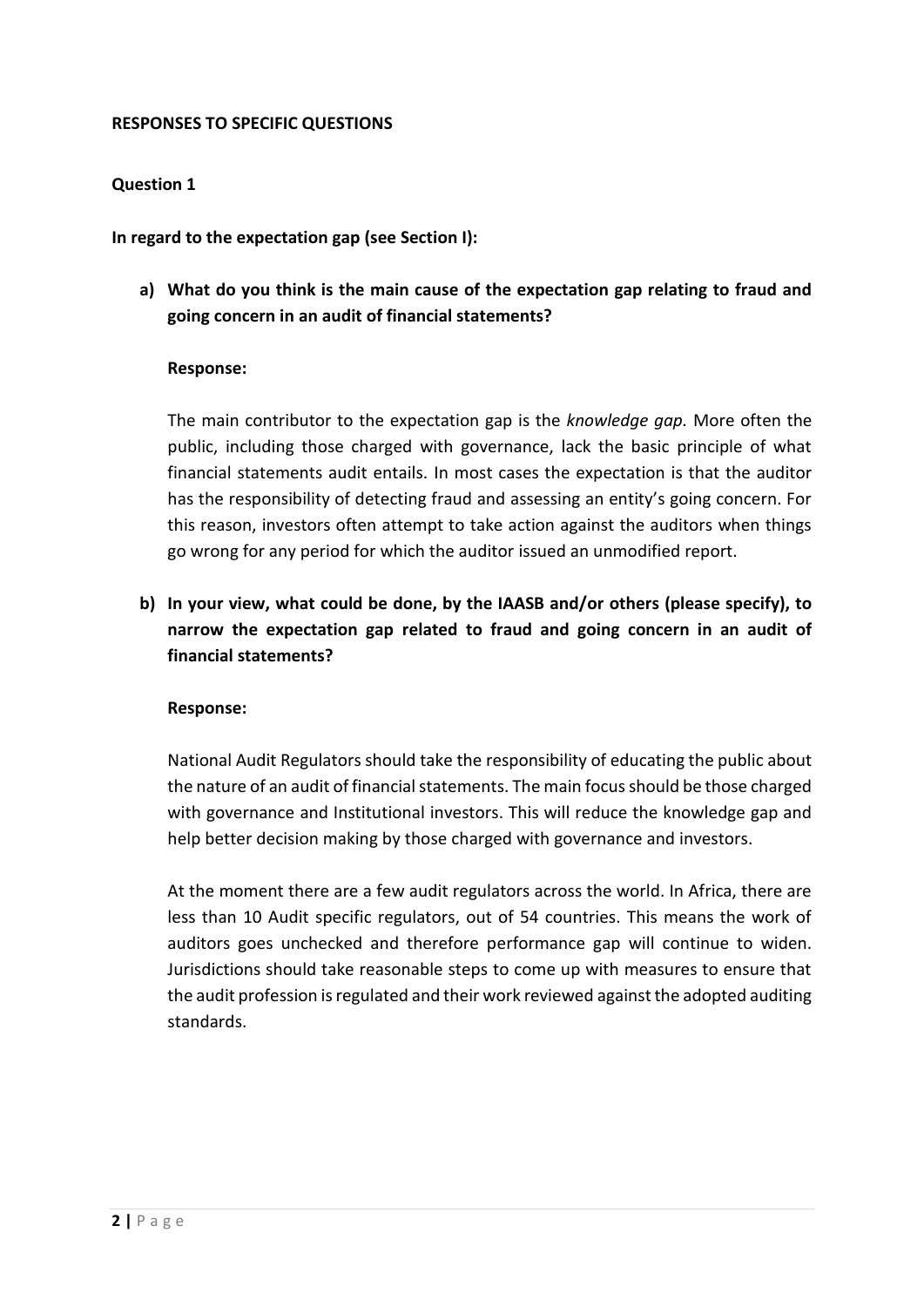**RESPONSES TO SPECIFIC QUESTIONS**

**Question 1**

**In regard to the expectation gap (see Section I):**

**a) What do you think is the main cause of the expectation gap relating to fraud and going concern in an audit of financial statements?**

**Response:**

The main contributor to the expectation gap is the *knowledge gap.* More often the public, including those charged with governance, lack the basic principle of what financial statements audit entails. In most cases the expectation is that the auditor has the responsibility of detecting fraud and assessing an entity's going concern. For this reason, investors often attempt to take action against the auditors when things go wrong for any period for which the auditor issued an unmodified report.

**b) In your view, what could be done, by the IAASB and/or others (please specify), to narrow the expectation gap related to fraud and going concern in an audit of financial statements?**

**Response:**

National Audit Regulators should take the responsibility of educating the public about the nature of an audit of financial statements. The main focus should be those charged with governance and Institutional investors. This will reduce the knowledge gap and help better decision making by those charged with governance and investors.

At the moment there are a few audit regulators across the world. In Africa, there are less than 10 Audit specific regulators, out of 54 countries. This means the work of auditors goes unchecked and therefore performance gap will continue to widen. Jurisdictions should take reasonable steps to come up with measures to ensure that the audit profession is regulated and their work reviewed against the adopted auditing standards.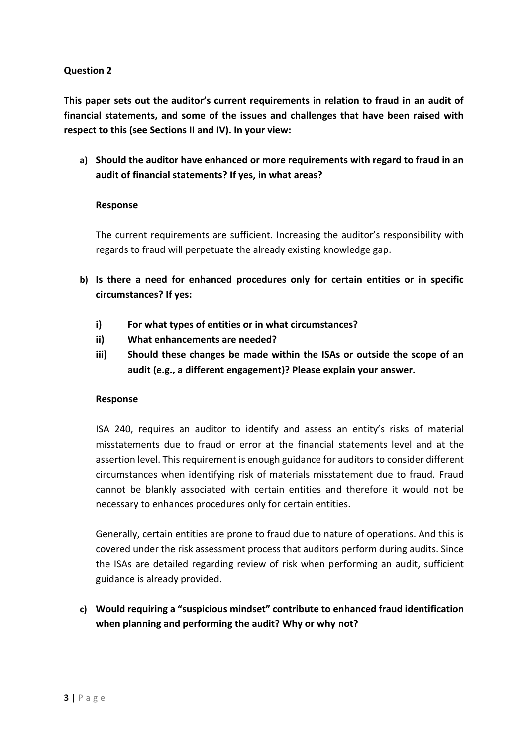**Question 2**

**This paper sets out the auditor's current requirements in relation to fraud in an audit of financial statements, and some of the issues and challenges that have been raised with respect to this (see Sections II and IV). In your view:**

**a) Should the auditor have enhanced or more requirements with regard to fraud in an audit of financial statements? If yes, in what areas?**

**Response**

The current requirements are sufficient. Increasing the auditor's responsibility with regards to fraud will perpetuate the already existing knowledge gap.

**b) Is there a need for enhanced procedures only for certain entities or in specific circumstances? If yes:**

**i) For what types of entities or in what circumstances?**

**ii) What enhancements are needed?**

**iii) Should these changes be made within the ISAs or outside the scope of an audit (e.g., a different engagement)? Please explain your answer.**

**Response**

ISA 240, requires an auditor to identify and assess an entity's risks of material misstatements due to fraud or error at the financial statements level and at the assertion level. This requirement is enough guidance for auditors to consider different circumstances when identifying risk of materials misstatement due to fraud. Fraud cannot be blankly associated with certain entities and therefore it would not be necessary to enhances procedures only for certain entities.

Generally, certain entities are prone to fraud due to nature of operations. And this is covered under the risk assessment process that auditors perform during audits. Since the ISAs are detailed regarding review of risk when performing an audit, sufficient guidance is already provided.

**c) Would requiring a "suspicious mindset" contribute to enhanced fraud identification when planning and performing the audit? Why or why not?**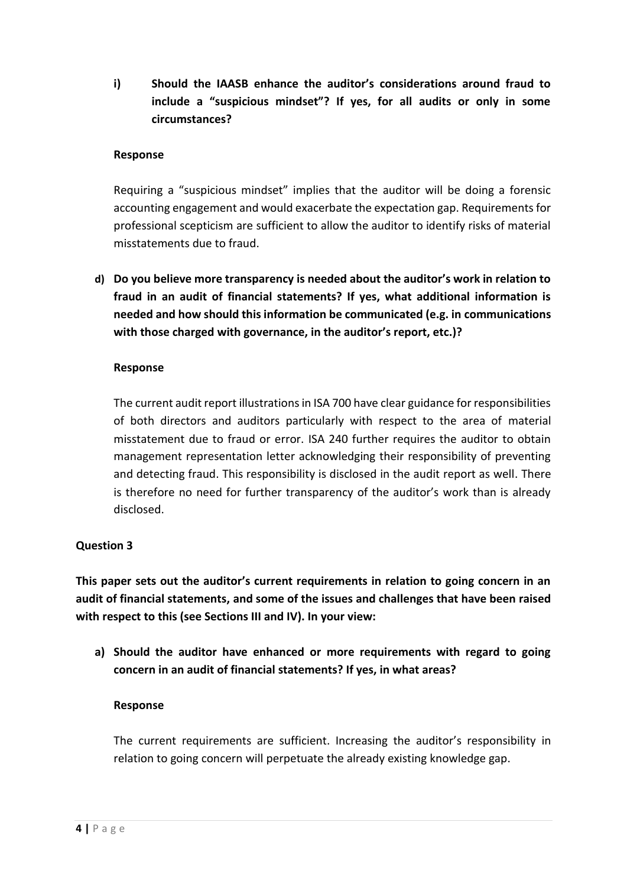**i) Should the IAASB enhance the auditor's considerations around fraud to include a "suspicious mindset"? If yes, for all audits or only in some circumstances?**

**Response**

Requiring a "suspicious mindset" implies that the auditor will be doing a forensic accounting engagement and would exacerbate the expectation gap. Requirements for professional scepticism are sufficient to allow the auditor to identify risks of material misstatements due to fraud.

**d) Do you believe more transparency is needed about the auditor's work in relation to fraud in an audit of financial statements? If yes, what additional information is needed and how should this information be communicated (e.g. in communications with those charged with governance, in the auditor's report, etc.)?**

**Response**

The current audit report illustrations in ISA 700 have clear guidance for responsibilities of both directors and auditors particularly with respect to the area of material misstatement due to fraud or error. ISA 240 further requires the auditor to obtain management representation letter acknowledging their responsibility of preventing and detecting fraud. This responsibility is disclosed in the audit report as well. There is therefore no need for further transparency of the auditor's work than is already disclosed.

**Question 3**

**This paper sets out the auditor's current requirements in relation to going concern in an audit of financial statements, and some of the issues and challenges that have been raised with respect to this (see Sections III and IV). In your view:**

**a) Should the auditor have enhanced or more requirements with regard to going concern in an audit of financial statements? If yes, in what areas?**

**Response**

The current requirements are sufficient. Increasing the auditor's responsibility in relation to going concern will perpetuate the already existing knowledge gap.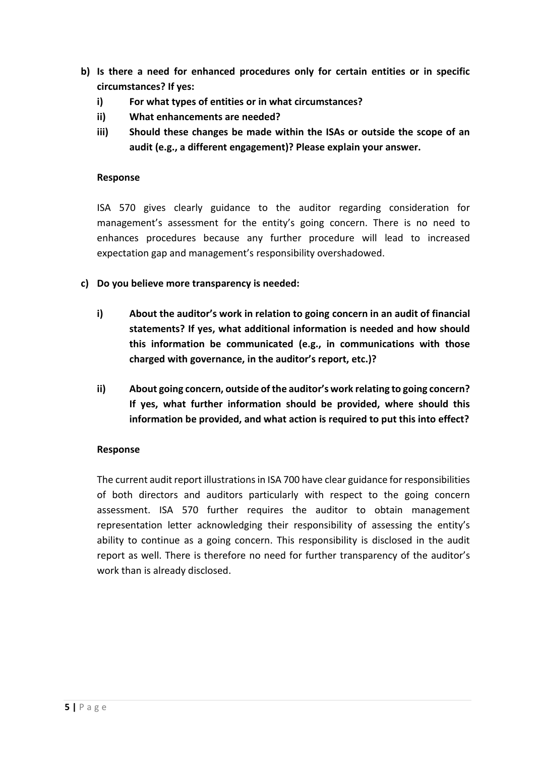**b) Is there a need for enhanced procedures only for certain entities or in specific circumstances? If yes:**

**i) For what types of entities or in what circumstances?**

**ii) What enhancements are needed?**

**iii) Should these changes be made within the ISAs or outside the scope of an audit (e.g., a different engagement)? Please explain your answer.**

**Response**

ISA 570 gives clearly guidance to the auditor regarding consideration for management's assessment for the entity's going concern. There is no need to enhances procedures because any further procedure will lead to increased expectation gap and management's responsibility overshadowed.

**c) Do you believe more transparency is needed:**

**i) About the auditor's work in relation to going concern in an audit of financial statements? If yes, what additional information is needed and how should this information be communicated (e.g., in communications with those charged with governance, in the auditor's report, etc.)?**

**ii) About going concern, outside of the auditor's work relating to going concern? If yes, what further information should be provided, where should this information be provided, and what action is required to put this into effect?**

**Response**

The current audit report illustrations in ISA 700 have clear guidance for responsibilities of both directors and auditors particularly with respect to the going concern assessment. ISA 570 further requires the auditor to obtain management representation letter acknowledging their responsibility of assessing the entity's ability to continue as a going concern. This responsibility is disclosed in the audit report as well. There is therefore no need for further transparency of the auditor's work than is already disclosed.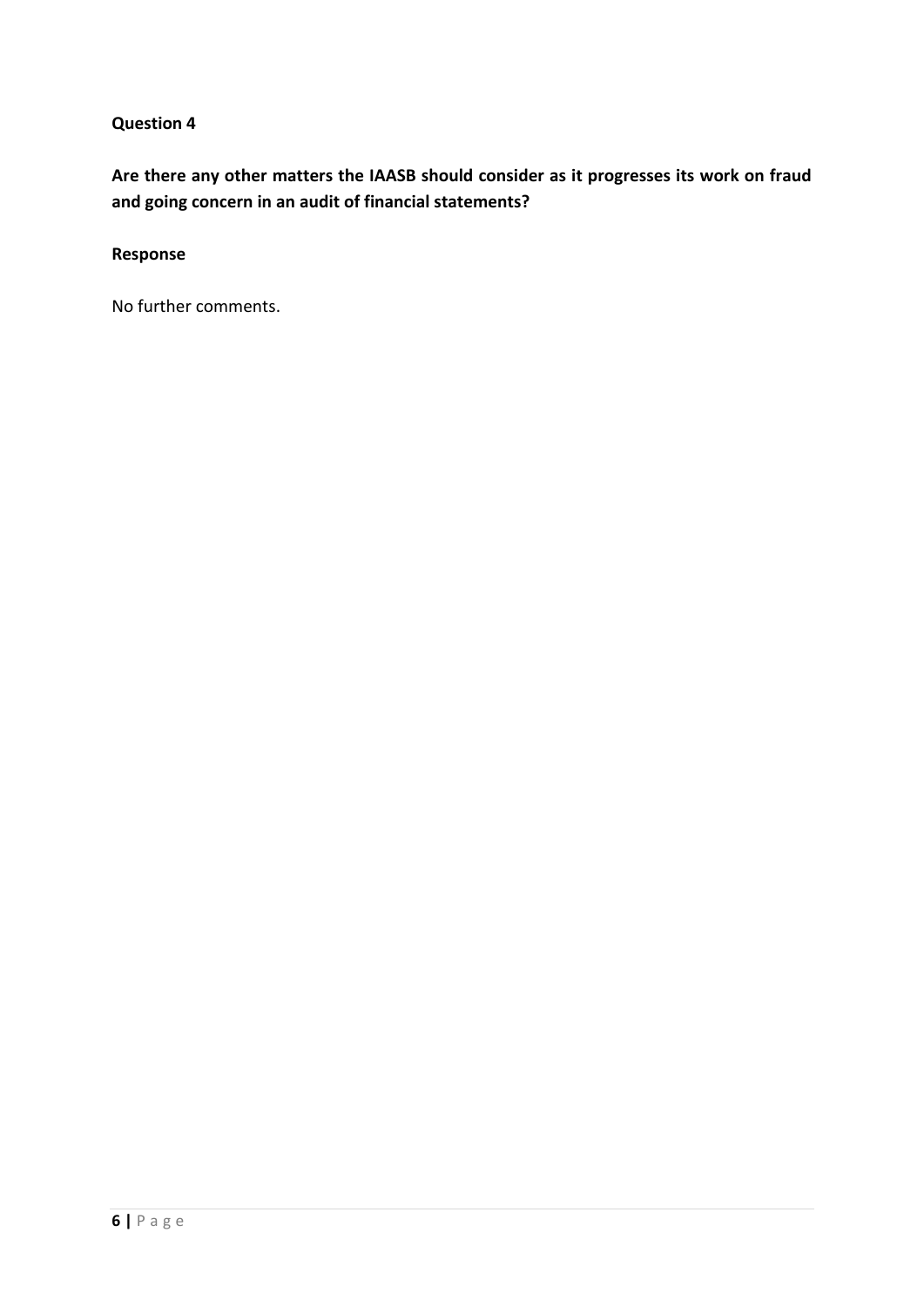**Question 4**

**Are there any other matters the IAASB should consider as it progresses its work on fraud and going concern in an audit of financial statements?**

**Response**

No further comments.